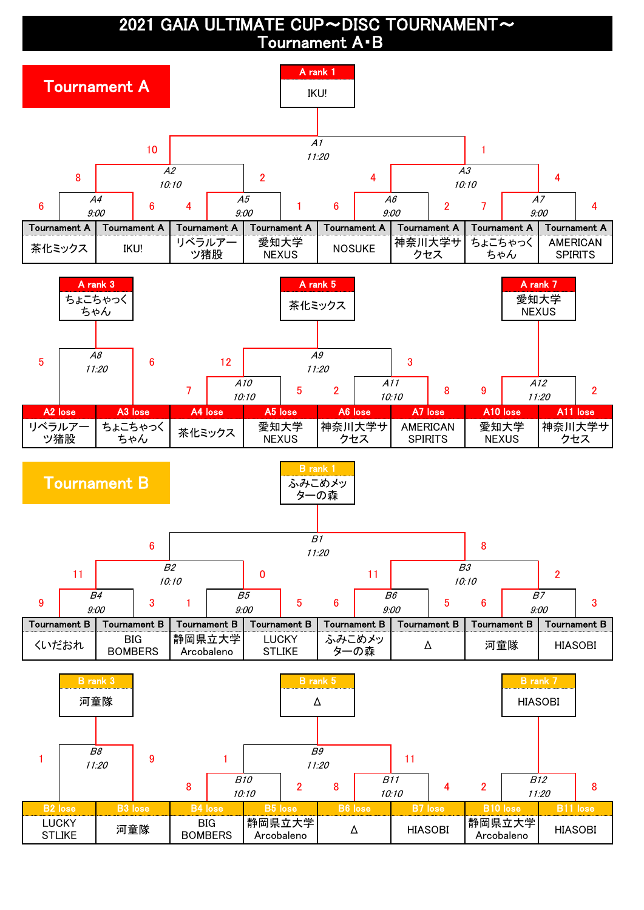# 2021 GAIA ULTIMATE CUP～DISC TOURNAMENT～
## Tournament A･B

## Tournament A

**A rank 1**: IKU!

| Match | Time | Team 1 | Score | Team 2 | Score |
|---|---|---|---|---|---|
| A1 | 11:20 | A2 winner | 10 | A3 winner | 1 |
| A2 | 10:10 | A4 winner | 8 | A5 winner | 2 |
| A3 | 10:10 | A6 winner | 4 | A7 winner | 4 |
| A4 | 9:00 | 茶化ミックス | 6 | IKU! | 6 |
| A5 | 9:00 | リベラルアーツ猪股 | 4 | 愛知大学NEXUS | 1 |
| A6 | 9:00 | NOSUKE | 6 | 神奈川大学サクセス | 2 |
| A7 | 9:00 | ちょこちゃっくちゃん | 7 | AMERICAN SPIRITS | 4 |

| Tournament A | Tournament A | Tournament A | Tournament A | Tournament A | Tournament A | Tournament A | Tournament A |
|---|---|---|---|---|---|---|---|
| 茶化ミックス | IKU! | リベラルアーツ猪股 | 愛知大学NEXUS | NOSUKE | 神奈川大学サクセス | ちょこちゃっくちゃん | AMERICAN SPIRITS |

**A rank 3**: ちょこちゃっくちゃん

**A rank 5**: 茶化ミックス

**A rank 7**: 愛知大学NEXUS

| Match | Time | Team 1 | Score | Team 2 | Score |
|---|---|---|---|---|---|
| A8 | 11:20 | A2 lose | 5 | A3 lose | 6 |
| A9 | 11:20 | A10 winner | 12 | A11 winner | 3 |
| A10 | 10:10 | A4 lose | 7 | A5 lose | 5 |
| A11 | 10:10 | A6 lose | 2 | A7 lose | 8 |
| A12 | 11:20 | A10 lose | 9 | A11 lose | 2 |

| A2 lose | A3 lose | A4 lose | A5 lose | A6 lose | A7 lose | A10 lose | A11 lose |
|---|---|---|---|---|---|---|---|
| リベラルアーツ猪股 | ちょこちゃっくちゃん | 茶化ミックス | 愛知大学NEXUS | 神奈川大学サクセス | AMERICAN SPIRITS | 愛知大学NEXUS | 神奈川大学サクセス |

## Tournament B

**B rank 1**: ふみこめメッターの森

| Match | Time | Team 1 | Score | Team 2 | Score |
|---|---|---|---|---|---|
| B1 | 11:20 | B2 winner | 6 | B3 winner | 8 |
| B2 | 10:10 | B4 winner | 11 | B5 winner | 0 |
| B3 | 10:10 | B6 winner | 11 | B7 winner | 2 |
| B4 | 9:00 | くいだおれ | 9 | BIG BOMBERS | 3 |
| B5 | 9:00 | 静岡県立大学Arcobaleno | 1 | LUCKY STLIKE | 5 |
| B6 | 9:00 | ふみこめメッターの森 | 6 | △ | 5 |
| B7 | 9:00 | 河童隊 | 6 | HIASOBI | 3 |

| Tournament B | Tournament B | Tournament B | Tournament B | Tournament B | Tournament B | Tournament B | Tournament B |
|---|---|---|---|---|---|---|---|
| くいだおれ | BIG BOMBERS | 静岡県立大学Arcobaleno | LUCKY STLIKE | ふみこめメッターの森 | △ | 河童隊 | HIASOBI |

**B rank 3**: 河童隊

**B rank 5**: △

**B rank 7**: HIASOBI

| Match | Time | Team 1 | Score | Team 2 | Score |
|---|---|---|---|---|---|
| B8 | 11:20 | B2 lose | 1 | B3 lose | 9 |
| B9 | 11:20 | B10 winner | 1 | B11 winner | 11 |
| B10 | 10:10 | B4 lose | 8 | B5 lose | 2 |
| B11 | 10:10 | B6 lose | 8 | B7 lose | 4 |
| B12 | 11:20 | B10 lose | 2 | B11 lose | 8 |

| B2 lose | B3 lose | B4 lose | B5 lose | B6 lose | B7 lose | B10 lose | B11 lose |
|---|---|---|---|---|---|---|---|
| LUCKY STLIKE | 河童隊 | BIG BOMBERS | 静岡県立大学Arcobaleno | △ | HIASOBI | 静岡県立大学Arcobaleno | HIASOBI |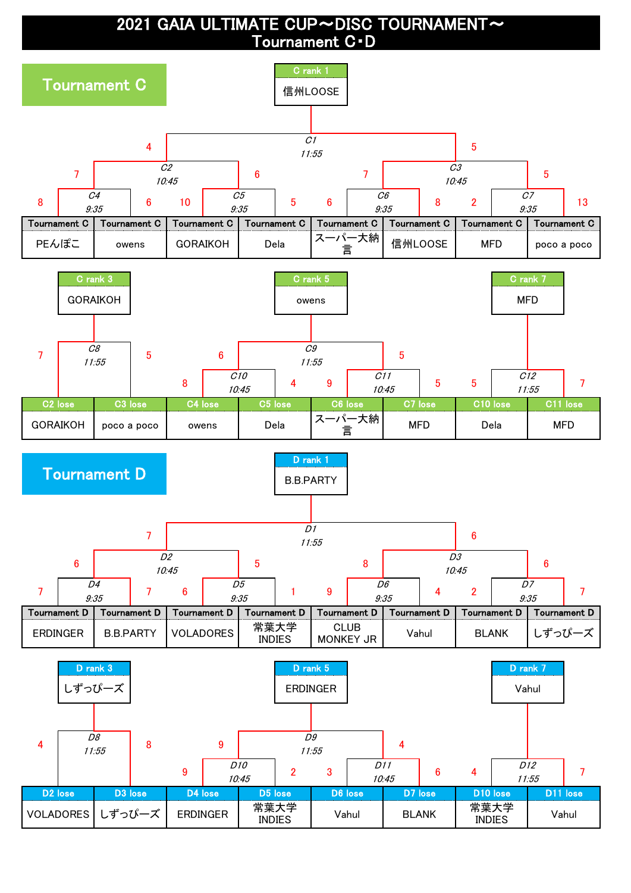# 2021 GAIA ULTIMATE CUP～DISC TOURNAMENT～
## Tournament C･D

## Tournament C

**C rank 1**: 信州LOOSE

| Match | Time | Team 1 | Score | Team 2 | Score |
|---|---|---|---|---|---|
| C4 | 9:35 | PEんぽこ | 8 | owens | 6 |
| C5 | 9:35 | GORAIKOH | 10 | Dela | 5 |
| C6 | 9:35 | スーパー大納言 | 6 | 信州LOOSE | 8 |
| C7 | 9:35 | MFD | 2 | poco a poco | 13 |
| C2 | 10:45 | C4 win | 7 | C5 win | 6 |
| C3 | 10:45 | C6 win | 7 | C7 win | 5 |
| C1 | 11:55 | C2 win | 4 | C3 win | 5 |

**C rank 3**: GORAIKOH

| Match | Time | Team 1 | Score | Team 2 | Score |
|---|---|---|---|---|---|
| C8 | 11:55 | C2 lose (GORAIKOH) | 7 | C3 lose (poco a poco) | 5 |

**C rank 5**: owens

| Match | Time | Team 1 | Score | Team 2 | Score |
|---|---|---|---|---|---|
| C10 | 10:45 | C4 lose (owens) | 8 | C5 lose (Dela) | 4 |
| C11 | 10:45 | C6 lose (スーパー大納言) | 9 | C7 lose (MFD) | 5 |
| C9 | 11:55 | C10 win | 6 | C11 win | 5 |

**C rank 7**: MFD

| Match | Time | Team 1 | Score | Team 2 | Score |
|---|---|---|---|---|---|
| C12 | 11:55 | C10 lose (Dela) | 5 | C11 lose (MFD) | 7 |

## Tournament D

**D rank 1**: B.B.PARTY

| Match | Time | Team 1 | Score | Team 2 | Score |
|---|---|---|---|---|---|
| D4 | 9:35 | ERDINGER | 7 | B.B.PARTY | 7 |
| D5 | 9:35 | VOLADORES | 6 | 常葉大学INDIES | 1 |
| D6 | 9:35 | CLUB MONKEY JR | 9 | Vahul | 4 |
| D7 | 9:35 | BLANK | 2 | しずっぴーズ | 7 |
| D2 | 10:45 | D4 win | 6 | D5 win | 5 |
| D3 | 10:45 | D6 win | 8 | D7 win | 6 |
| D1 | 11:55 | D2 win | 7 | D3 win | 6 |

**D rank 3**: しずっぴーズ

| Match | Time | Team 1 | Score | Team 2 | Score |
|---|---|---|---|---|---|
| D8 | 11:55 | D2 lose (VOLADORES) | 4 | D3 lose (しずっぴーズ) | 8 |

**D rank 5**: ERDINGER

| Match | Time | Team 1 | Score | Team 2 | Score |
|---|---|---|---|---|---|
| D10 | 10:45 | D4 lose (ERDINGER) | 9 | D5 lose (常葉大学INDIES) | 2 |
| D11 | 10:45 | D6 lose (Vahul) | 3 | D7 lose (BLANK) | 6 |
| D9 | 11:55 | D10 win | 9 | D11 win | 4 |

**D rank 7**: Vahul

| Match | Time | Team 1 | Score | Team 2 | Score |
|---|---|---|---|---|---|
| D12 | 11:55 | D10 lose (常葉大学INDIES) | 4 | D11 lose (Vahul) | 7 |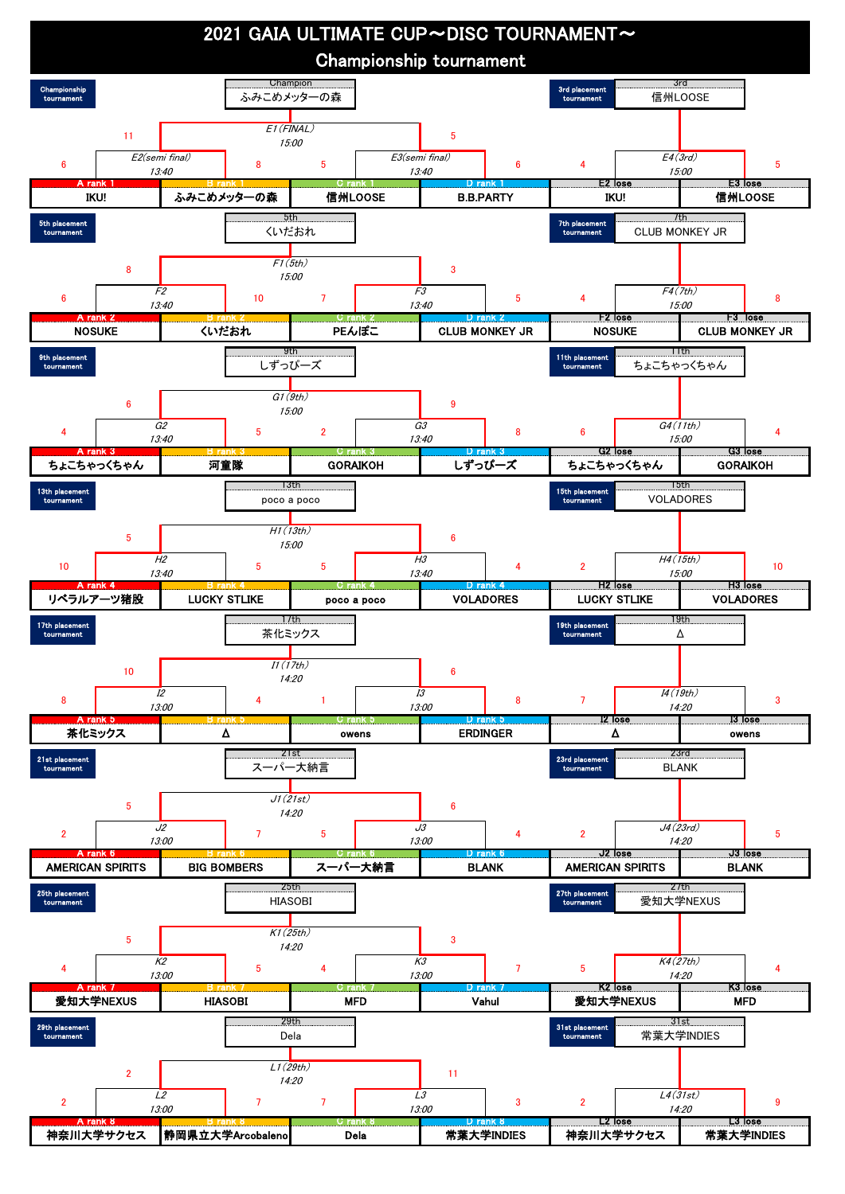# 2021 GAIA ULTIMATE CUP～DISC TOURNAMENT～

## Championship tournament

### Championship tournament

Champion: ふみこめメッターの森

| Match | Time | Team | Score | Team | Score |
|---|---|---|---|---|---|
| E2(semi final) | 13:40 | A rank 1 IKU! | 6 | B rank 1 ふみこめメッターの森 | 8 |
| E3(semi final) | 13:40 | C rank 1 信州LOOSE | 5 | D rank 1 B.B.PARTY | 6 |
| E1(FINAL) | 15:00 | ふみこめメッターの森 | 11 | B.B.PARTY | 5 |

### 3rd placement tournament

3rd: 信州LOOSE

| Match | Time | Team | Score | Team | Score |
|---|---|---|---|---|---|
| E4(3rd) | 15:00 | E2 lose IKU! | 4 | E3 lose 信州LOOSE | 5 |

### 5th placement tournament

5th: くいだおれ

| Match | Time | Team | Score | Team | Score |
|---|---|---|---|---|---|
| F2 | 13:40 | A rank 2 NOSUKE | 6 | B rank 2 くいだおれ | 10 |
| F3 | 13:40 | C rank 2 PEんぽこ | 7 | D rank 2 CLUB MONKEY JR | 5 |
| F1(5th) | 15:00 | くいだおれ | 8 | PEんぽこ | 3 |

### 7th placement tournament

7th: CLUB MONKEY JR

| Match | Time | Team | Score | Team | Score |
|---|---|---|---|---|---|
| F4(7th) | 15:00 | F2 lose NOSUKE | 4 | F3 lose CLUB MONKEY JR | 8 |

### 9th placement tournament

9th: しずっぴーズ

| Match | Time | Team | Score | Team | Score |
|---|---|---|---|---|---|
| G2 | 13:40 | A rank 3 ちょこちゃっくちゃん | 4 | B rank 3 河童隊 | 5 |
| G3 | 13:40 | C rank 3 GORAIKOH | 2 | D rank 3 しずっぴーズ | 8 |
| G1(9th) | 15:00 | 河童隊 | 6 | しずっぴーズ | 9 |

### 11th placement tournament

11th: ちょこちゃっくちゃん

| Match | Time | Team | Score | Team | Score |
|---|---|---|---|---|---|
| G4(11th) | 15:00 | G2 lose ちょこちゃっくちゃん | 6 | G3 lose GORAIKOH | 4 |

### 13th placement tournament

13th: poco a poco

| Match | Time | Team | Score | Team | Score |
|---|---|---|---|---|---|
| H2 | 13:40 | A rank 4 リベラルアーツ猪股 | 10 | B rank 4 LUCKY STLIKE | 5 |
| H3 | 13:40 | C rank 4 poco a poco | 5 | D rank 4 VOLADORES | 4 |
| H1(13th) | 15:00 | リベラルアーツ猪股 | 5 | poco a poco | 6 |

### 15th placement tournament

15th: VOLADORES

| Match | Time | Team | Score | Team | Score |
|---|---|---|---|---|---|
| H4(15th) | 15:00 | H2 lose LUCKY STLIKE | 2 | H3 lose VOLADORES | 10 |

### 17th placement tournament

17th: 茶化ミックス

| Match | Time | Team | Score | Team | Score |
|---|---|---|---|---|---|
| I2 | 13:00 | A rank 5 茶化ミックス | 8 | B rank 5 Δ | 4 |
| I3 | 13:00 | C rank 5 owens | 1 | D rank 5 ERDINGER | 8 |
| I1(17th) | 14:20 | 茶化ミックス | 10 | ERDINGER | 6 |

### 19th placement tournament

19th: Δ

| Match | Time | Team | Score | Team | Score |
|---|---|---|---|---|---|
| I4(19th) | 14:20 | I2 lose Δ | 7 | I3 lose owens | 3 |

### 21st placement tournament

21st: スーパー大納言

| Match | Time | Team | Score | Team | Score |
|---|---|---|---|---|---|
| J2 | 13:00 | A rank 6 AMERICAN SPIRITS | 2 | B rank 6 BIG BOMBERS | 7 |
| J3 | 13:00 | C rank 6 スーパー大納言 | 5 | D rank 6 BLANK | 4 |
| J1(21st) | 14:20 | BIG BOMBERS | 5 | スーパー大納言 | 6 |

### 23rd placement tournament

23rd: BLANK

| Match | Time | Team | Score | Team | Score |
|---|---|---|---|---|---|
| J4(23rd) | 14:20 | J2 lose AMERICAN SPIRITS | 2 | J3 lose BLANK | 5 |

### 25th placement tournament

25th: HIASOBI

| Match | Time | Team | Score | Team | Score |
|---|---|---|---|---|---|
| K2 | 13:00 | A rank 7 愛知大学NEXUS | 4 | B rank 7 HIASOBI | 5 |
| K3 | 13:00 | C rank 7 MFD | 4 | D rank 7 Vahul | 7 |
| K1(25th) | 14:20 | HIASOBI | 5 | Vahul | 3 |

### 27th placement tournament

27th: 愛知大学NEXUS

| Match | Time | Team | Score | Team | Score |
|---|---|---|---|---|---|
| K4(27th) | 14:20 | K2 lose 愛知大学NEXUS | 5 | K3 lose MFD | 4 |

### 29th placement tournament

29th: Dela

| Match | Time | Team | Score | Team | Score |
|---|---|---|---|---|---|
| L2 | 13:00 | A rank 8 神奈川大学サクセス | 2 | B rank 8 静岡県立大学Arcobaleno | 7 |
| L3 | 13:00 | C rank 8 Dela | 7 | D rank 8 常葉大学INDIES | 3 |
| L1(29th) | 14:20 | 静岡県立大学Arcobaleno | 2 | Dela | 11 |

### 31st placement tournament

31st: 常葉大学INDIES

| Match | Time | Team | Score | Team | Score |
|---|---|---|---|---|---|
| L4(31st) | 14:20 | L2 lose 神奈川大学サクセス | 2 | L3 lose 常葉大学INDIES | 9 |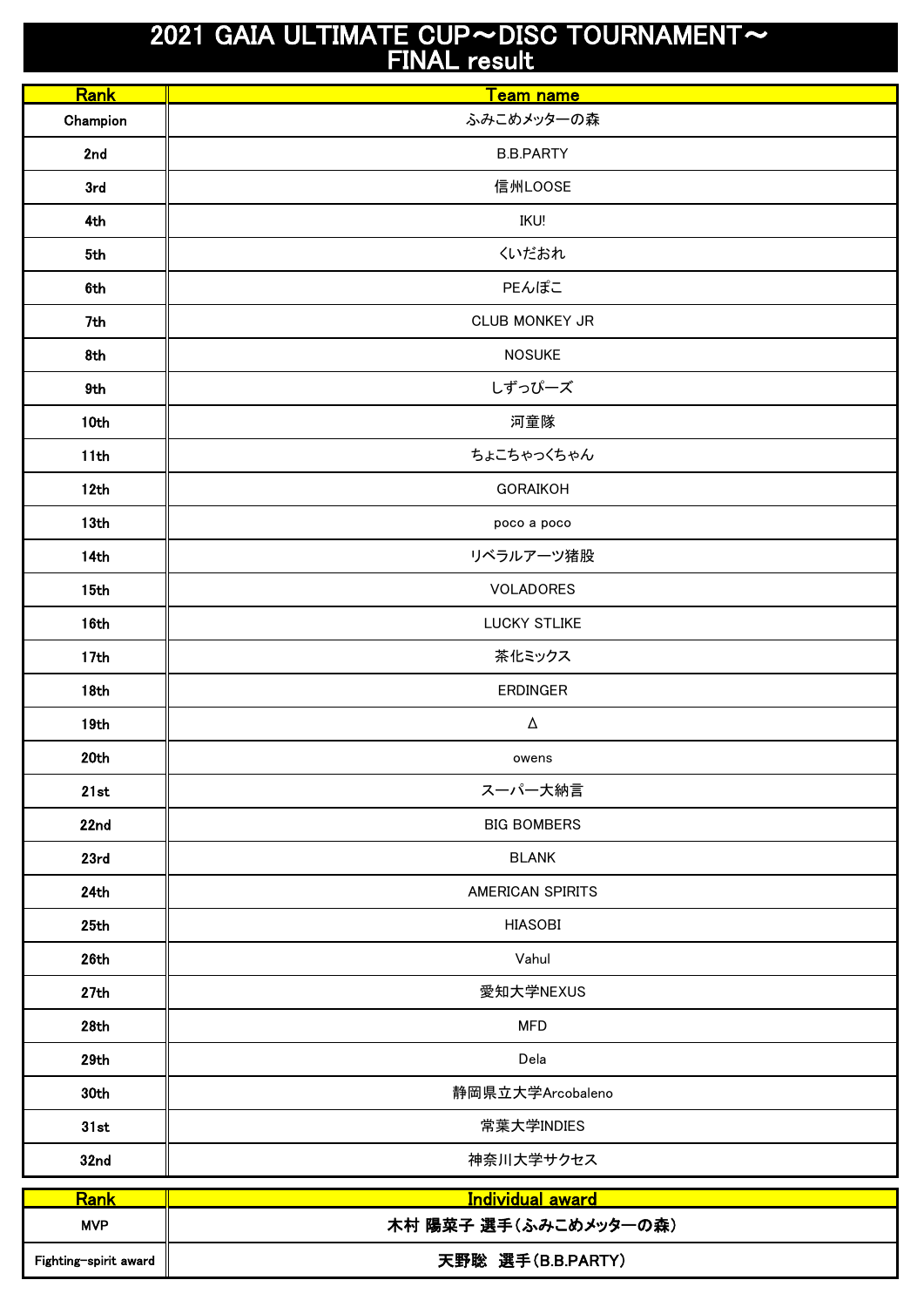# 2021 GAIA ULTIMATE CUP～DISC TOURNAMENT～ FINAL result

| Rank | Team name |
|---|---|
| Champion | ふみこめメッターの森 |
| 2nd | B.B.PARTY |
| 3rd | 信州LOOSE |
| 4th | IKU! |
| 5th | くいだおれ |
| 6th | PEんぽこ |
| 7th | CLUB MONKEY JR |
| 8th | NOSUKE |
| 9th | しずっぴーズ |
| 10th | 河童隊 |
| 11th | ちょこちゃっくちゃん |
| 12th | GORAIKOH |
| 13th | poco a poco |
| 14th | リベラルアーツ猪股 |
| 15th | VOLADORES |
| 16th | LUCKY STLIKE |
| 17th | 茶化ミックス |
| 18th | ERDINGER |
| 19th | Δ |
| 20th | owens |
| 21st | スーパー大納言 |
| 22nd | BIG BOMBERS |
| 23rd | BLANK |
| 24th | AMERICAN SPIRITS |
| 25th | HIASOBI |
| 26th | Vahul |
| 27th | 愛知大学NEXUS |
| 28th | MFD |
| 29th | Dela |
| 30th | 静岡県立大学Arcobaleno |
| 31st | 常葉大学INDIES |
| 32nd | 神奈川大学サクセス |

| Rank | Individual award |
|---|---|
| MVP | **木村 陽菜子 選手（ふみこめメッターの森）** |
| Fighting-spirit award | **天野聡　選手（B.B.PARTY）** |